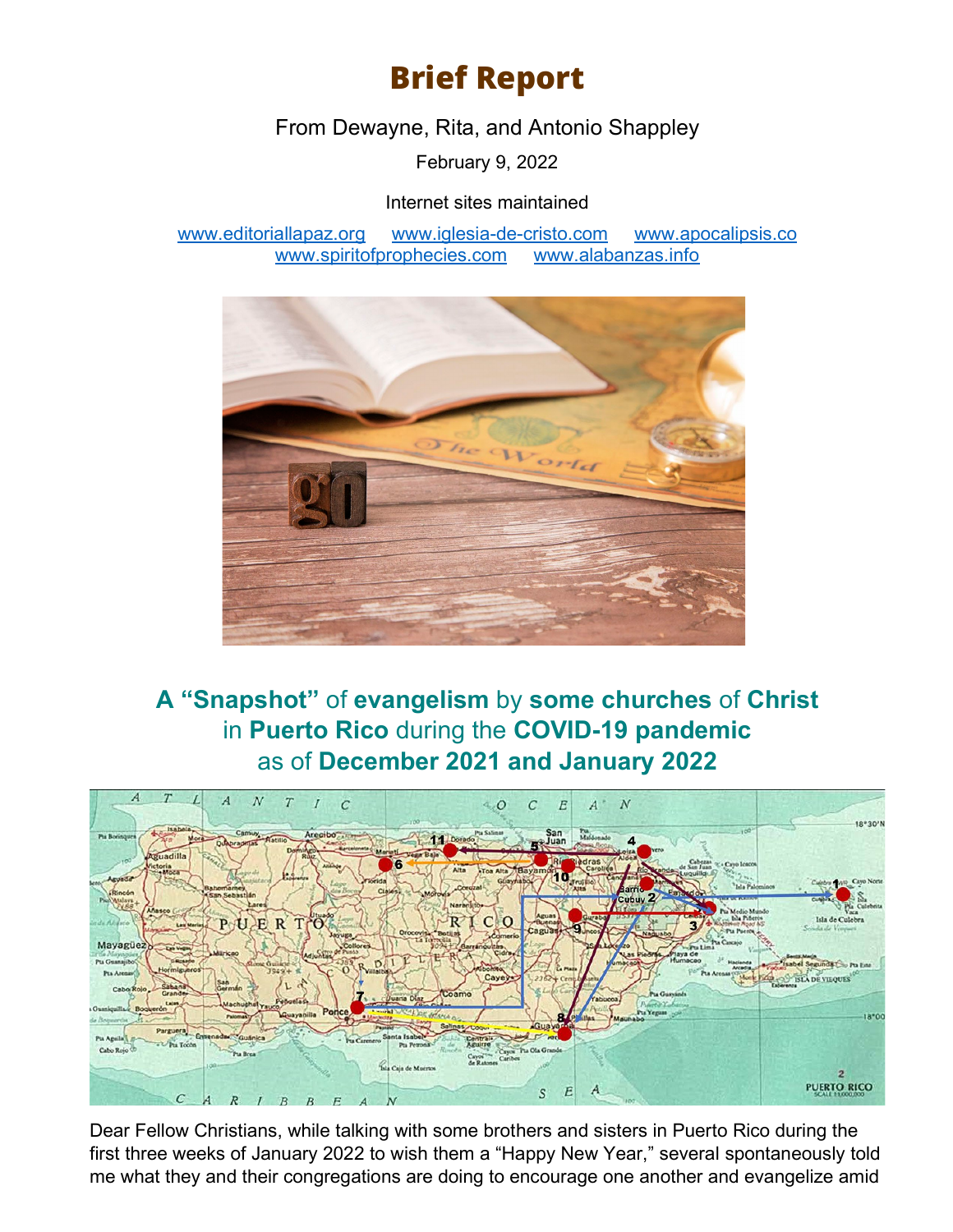# Brief Report

From Dewayne, Rita, and Antonio Shappley

February 9, 2022

Internet sites maintained

www.editoriallapaz.org www.iglesia-de-cristo.com www.apocalipsis.co
www.spiritofprophecies.com www.alabanzas.info

## A "Snapshot" of evangelism by some churches of Christ in Puerto Rico during the COVID-19 pandemic as of December 2021 and January 2022

Dear Fellow Christians, while talking with some brothers and sisters in Puerto Rico during the first three weeks of January 2022 to wish them a "Happy New Year," several spontaneously told me what they and their congregations are doing to encourage one another and evangelize amid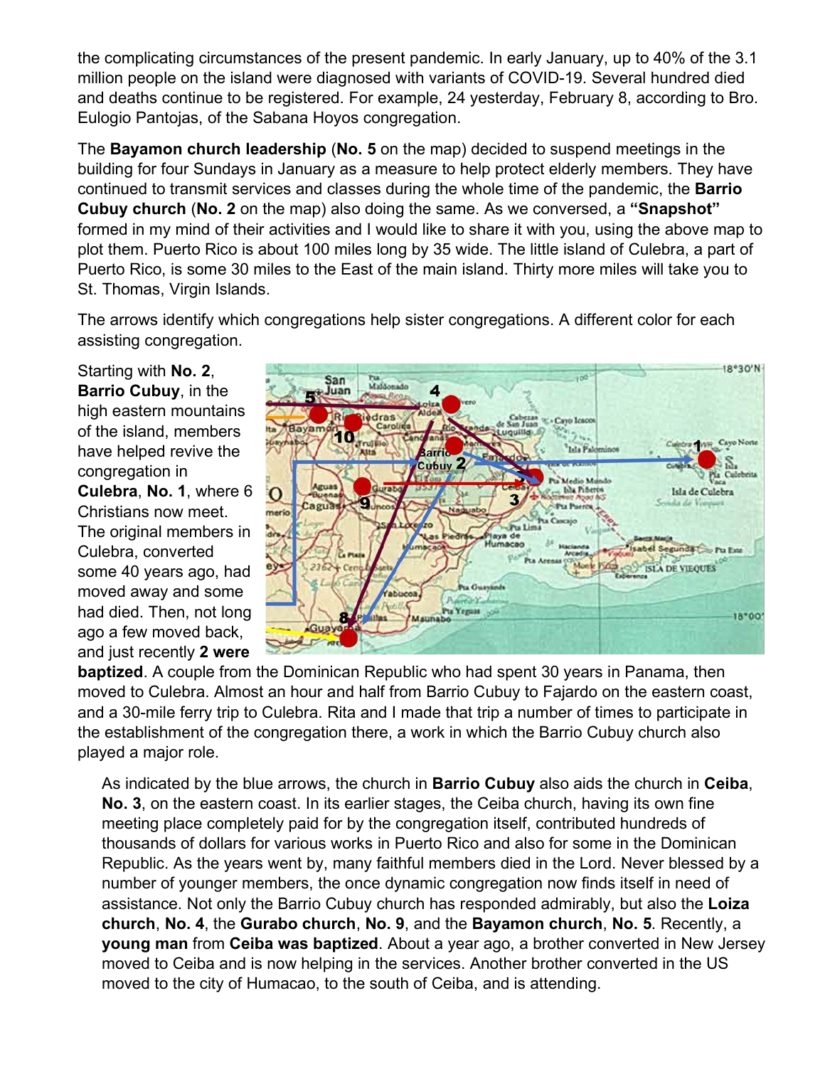the complicating circumstances of the present pandemic. In early January, up to 40% of the 3.1 million people on the island were diagnosed with variants of COVID-19. Several hundred died and deaths continue to be registered. For example, 24 yesterday, February 8, according to Bro. Eulogio Pantojas, of the Sabana Hoyos congregation.

The **Bayamon church leadership** (**No. 5** on the map) decided to suspend meetings in the building for four Sundays in January as a measure to help protect elderly members. They have continued to transmit services and classes during the whole time of the pandemic, the **Barrio Cubuy church** (**No. 2** on the map) also doing the same. As we conversed, a **"Snapshot"** formed in my mind of their activities and I would like to share it with you, using the above map to plot them. Puerto Rico is about 100 miles long by 35 wide. The little island of Culebra, a part of Puerto Rico, is some 30 miles to the East of the main island. Thirty more miles will take you to St. Thomas, Virgin Islands.

The arrows identify which congregations help sister congregations. A different color for each assisting congregation.

Starting with **No. 2**, **Barrio Cubuy**, in the high eastern mountains of the island, members have helped revive the congregation in **Culebra**, **No. 1**, where 6 Christians now meet. The original members in Culebra, converted some 40 years ago, had moved away and some had died. Then, not long ago a few moved back, and just recently **2 were baptized**. A couple from the Dominican Republic who had spent 30 years in Panama, then moved to Culebra. Almost an hour and half from Barrio Cubuy to Fajardo on the eastern coast, and a 30-mile ferry trip to Culebra. Rita and I made that trip a number of times to participate in the establishment of the congregation there, a work in which the Barrio Cubuy church also played a major role.

As indicated by the blue arrows, the church in **Barrio Cubuy** also aids the church in **Ceiba**, **No. 3**, on the eastern coast. In its earlier stages, the Ceiba church, having its own fine meeting place completely paid for by the congregation itself, contributed hundreds of thousands of dollars for various works in Puerto Rico and also for some in the Dominican Republic. As the years went by, many faithful members died in the Lord. Never blessed by a number of younger members, the once dynamic congregation now finds itself in need of assistance. Not only the Barrio Cubuy church has responded admirably, but also the **Loiza church**, **No. 4**, the **Gurabo church**, **No. 9**, and the **Bayamon church**, **No. 5**. Recently, a **young man** from **Ceiba was baptized**. About a year ago, a brother converted in New Jersey moved to Ceiba and is now helping in the services. Another brother converted in the US moved to the city of Humacao, to the south of Ceiba, and is attending.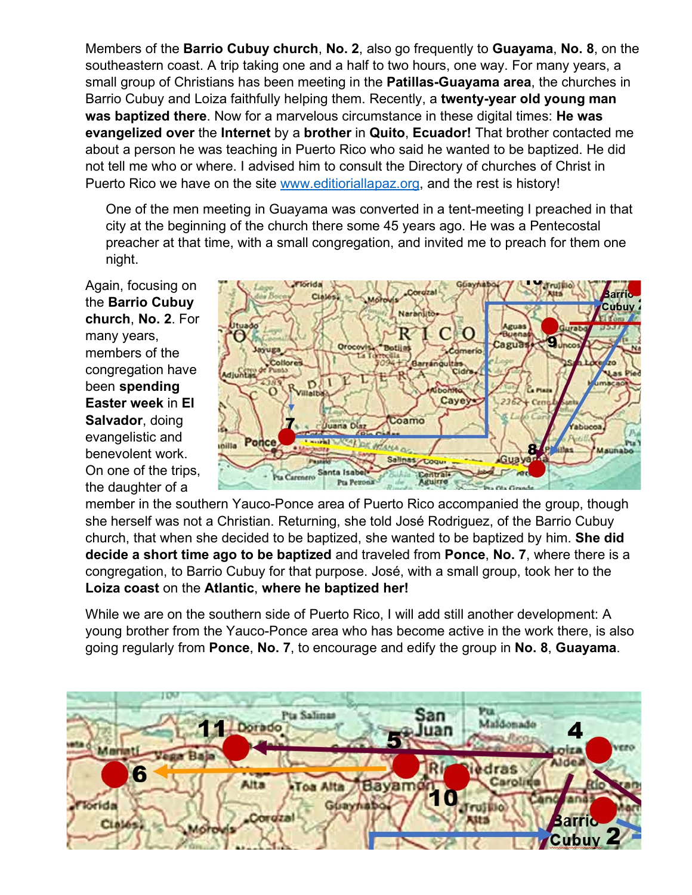Members of the **Barrio Cubuy church**, **No. 2**, also go frequently to **Guayama**, **No. 8**, on the southeastern coast. A trip taking one and a half to two hours, one way. For many years, a small group of Christians has been meeting in the **Patillas-Guayama area**, the churches in Barrio Cubuy and Loiza faithfully helping them. Recently, a **twenty-year old young man was baptized there**. Now for a marvelous circumstance in these digital times: **He was evangelized over** the **Internet** by a **brother** in **Quito**, **Ecuador!** That brother contacted me about a person he was teaching in Puerto Rico who said he wanted to be baptized. He did not tell me who or where. I advised him to consult the Directory of churches of Christ in Puerto Rico we have on the site www.editioriallapaz.org, and the rest is history!

> One of the men meeting in Guayama was converted in a tent-meeting I preached in that city at the beginning of the church there some 45 years ago. He was a Pentecostal preacher at that time, with a small congregation, and invited me to preach for them one night.

Again, focusing on the **Barrio Cubuy church**, **No. 2**. For many years, members of the congregation have been **spending Easter week** in **El Salvador**, doing evangelistic and benevolent work. On one of the trips, the daughter of a member in the southern Yauco-Ponce area of Puerto Rico accompanied the group, though she herself was not a Christian. Returning, she told José Rodriguez, of the Barrio Cubuy church, that when she decided to be baptized, she wanted to be baptized by him. **She did decide a short time ago to be baptized** and traveled from **Ponce**, **No. 7**, where there is a congregation, to Barrio Cubuy for that purpose. José, with a small group, took her to the **Loiza coast** on the **Atlantic**, **where he baptized her!**

While we are on the southern side of Puerto Rico, I will add still another development: A young brother from the Yauco-Ponce area who has become active in the work there, is also going regularly from **Ponce**, **No. 7**, to encourage and edify the group in **No. 8**, **Guayama**.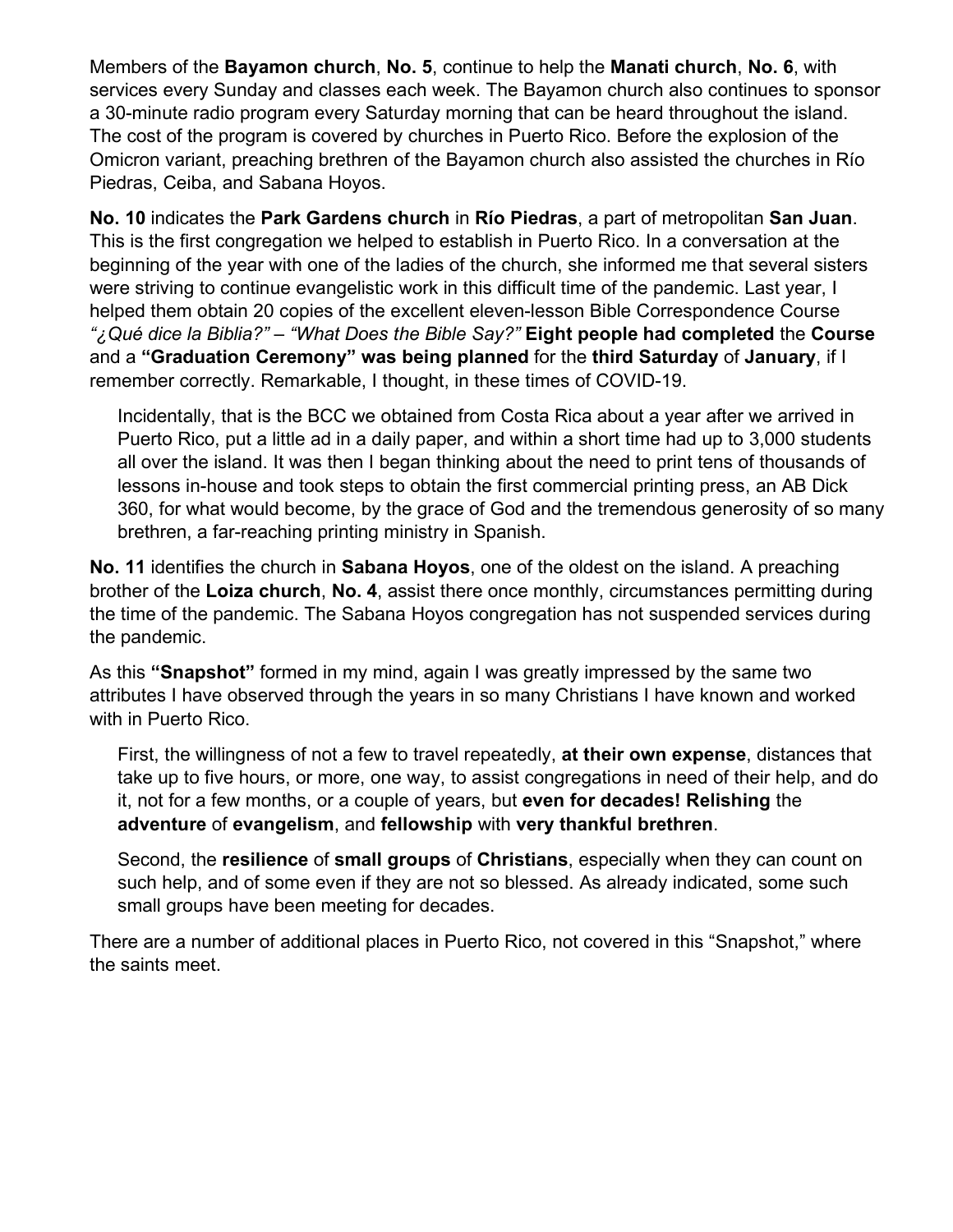Members of the **Bayamon church**, **No. 5**, continue to help the **Manati church**, **No. 6**, with services every Sunday and classes each week. The Bayamon church also continues to sponsor a 30-minute radio program every Saturday morning that can be heard throughout the island. The cost of the program is covered by churches in Puerto Rico. Before the explosion of the Omicron variant, preaching brethren of the Bayamon church also assisted the churches in Río Piedras, Ceiba, and Sabana Hoyos.

**No. 10** indicates the **Park Gardens church** in **Río Piedras**, a part of metropolitan **San Juan**. This is the first congregation we helped to establish in Puerto Rico. In a conversation at the beginning of the year with one of the ladies of the church, she informed me that several sisters were striving to continue evangelistic work in this difficult time of the pandemic. Last year, I helped them obtain 20 copies of the excellent eleven-lesson Bible Correspondence Course *"¿Qué dice la Biblia?" – "What Does the Bible Say?"* **Eight people had completed** the **Course** and a **"Graduation Ceremony" was being planned** for the **third Saturday** of **January**, if I remember correctly. Remarkable, I thought, in these times of COVID-19.

> Incidentally, that is the BCC we obtained from Costa Rica about a year after we arrived in Puerto Rico, put a little ad in a daily paper, and within a short time had up to 3,000 students all over the island. It was then I began thinking about the need to print tens of thousands of lessons in-house and took steps to obtain the first commercial printing press, an AB Dick 360, for what would become, by the grace of God and the tremendous generosity of so many brethren, a far-reaching printing ministry in Spanish.

**No. 11** identifies the church in **Sabana Hoyos**, one of the oldest on the island. A preaching brother of the **Loiza church**, **No. 4**, assist there once monthly, circumstances permitting during the time of the pandemic. The Sabana Hoyos congregation has not suspended services during the pandemic.

As this **"Snapshot"** formed in my mind, again I was greatly impressed by the same two attributes I have observed through the years in so many Christians I have known and worked with in Puerto Rico.

> First, the willingness of not a few to travel repeatedly, **at their own expense**, distances that take up to five hours, or more, one way, to assist congregations in need of their help, and do it, not for a few months, or a couple of years, but **even for decades! Relishing** the **adventure** of **evangelism**, and **fellowship** with **very thankful brethren**.
>
> Second, the **resilience** of **small groups** of **Christians**, especially when they can count on such help, and of some even if they are not so blessed. As already indicated, some such small groups have been meeting for decades.

There are a number of additional places in Puerto Rico, not covered in this "Snapshot," where the saints meet.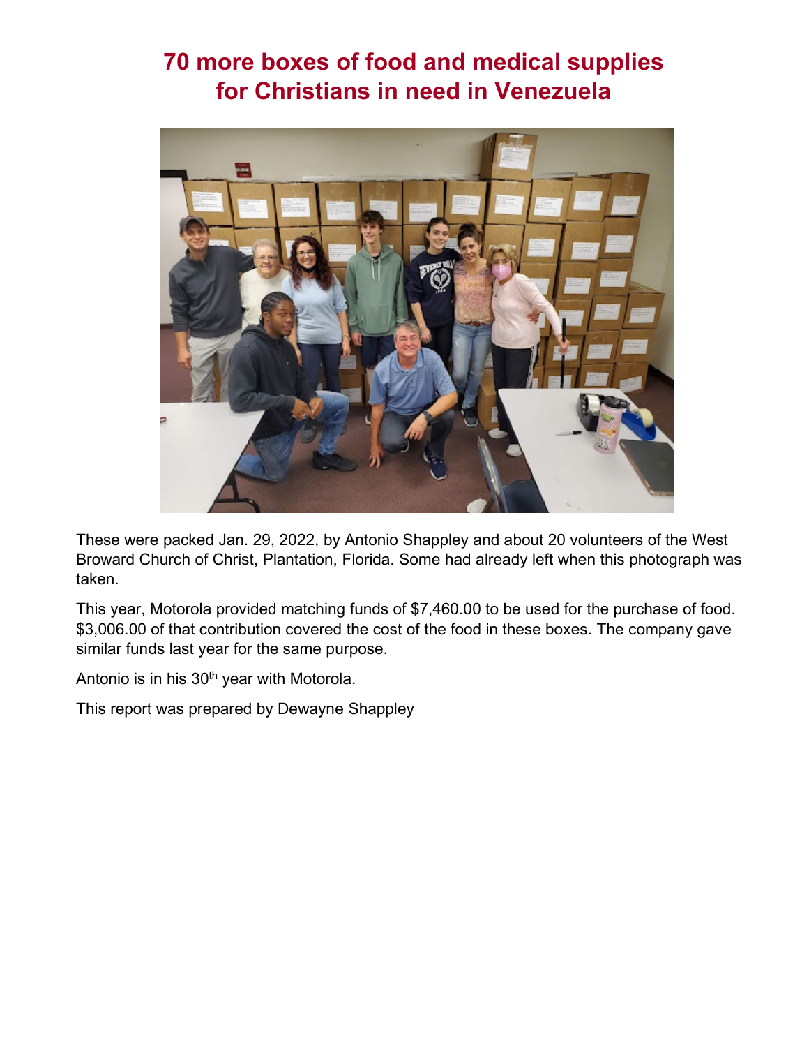# 70 more boxes of food and medical supplies for Christians in need in Venezuela

These were packed Jan. 29, 2022, by Antonio Shappley and about 20 volunteers of the West Broward Church of Christ, Plantation, Florida. Some had already left when this photograph was taken.

This year, Motorola provided matching funds of $7,460.00 to be used for the purchase of food. $3,006.00 of that contribution covered the cost of the food in these boxes. The company gave similar funds last year for the same purpose.

Antonio is in his 30th year with Motorola.

This report was prepared by Dewayne Shappley